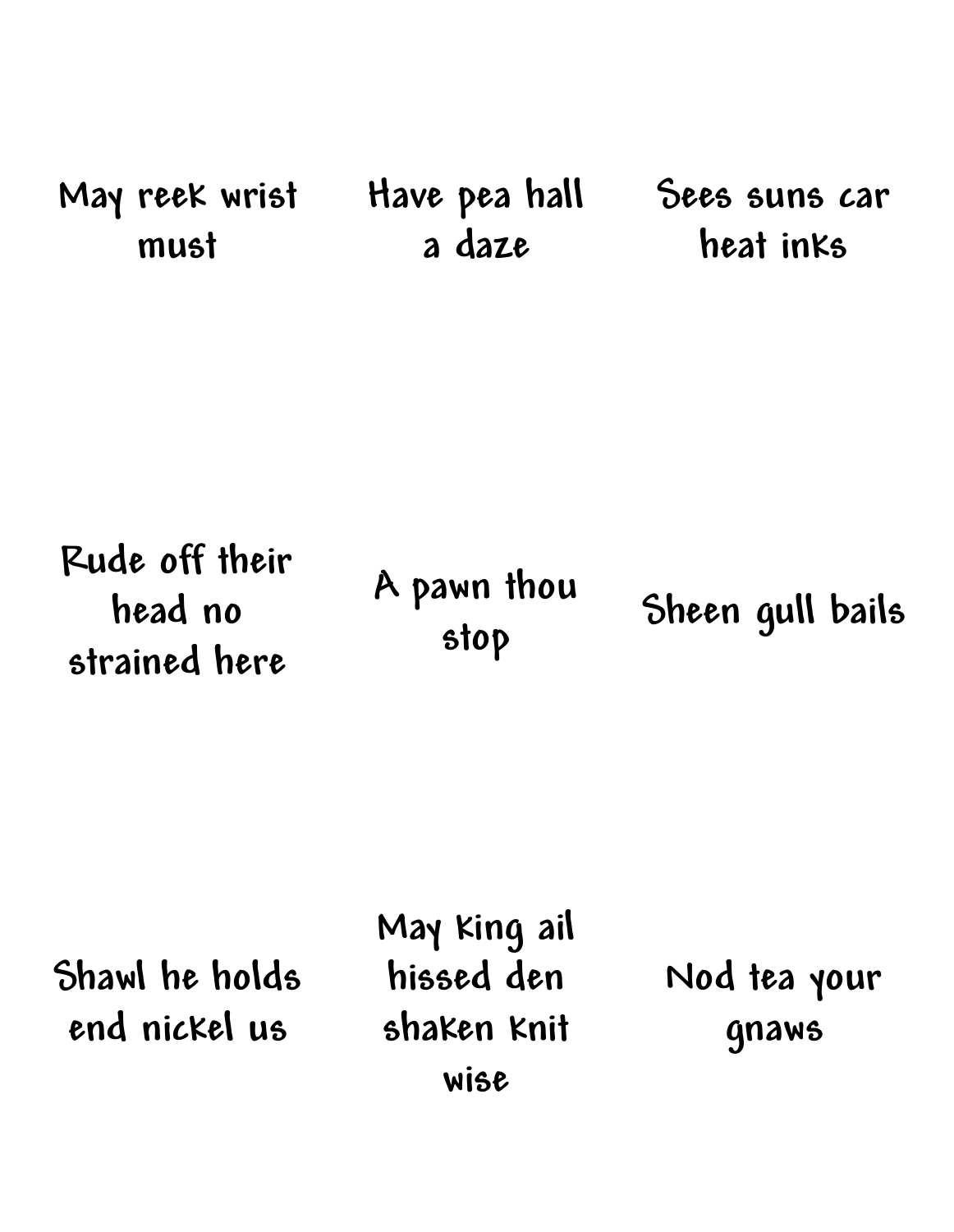May reek wrist must

Have pea hall a daze

Sees suns car heat inks

Rude off their head no strained here

A pawn thou stop

Sheen gull bails

Shawl he holds end nickel us

May king ail hissed den shaken knit wise

Nod tea your gnaws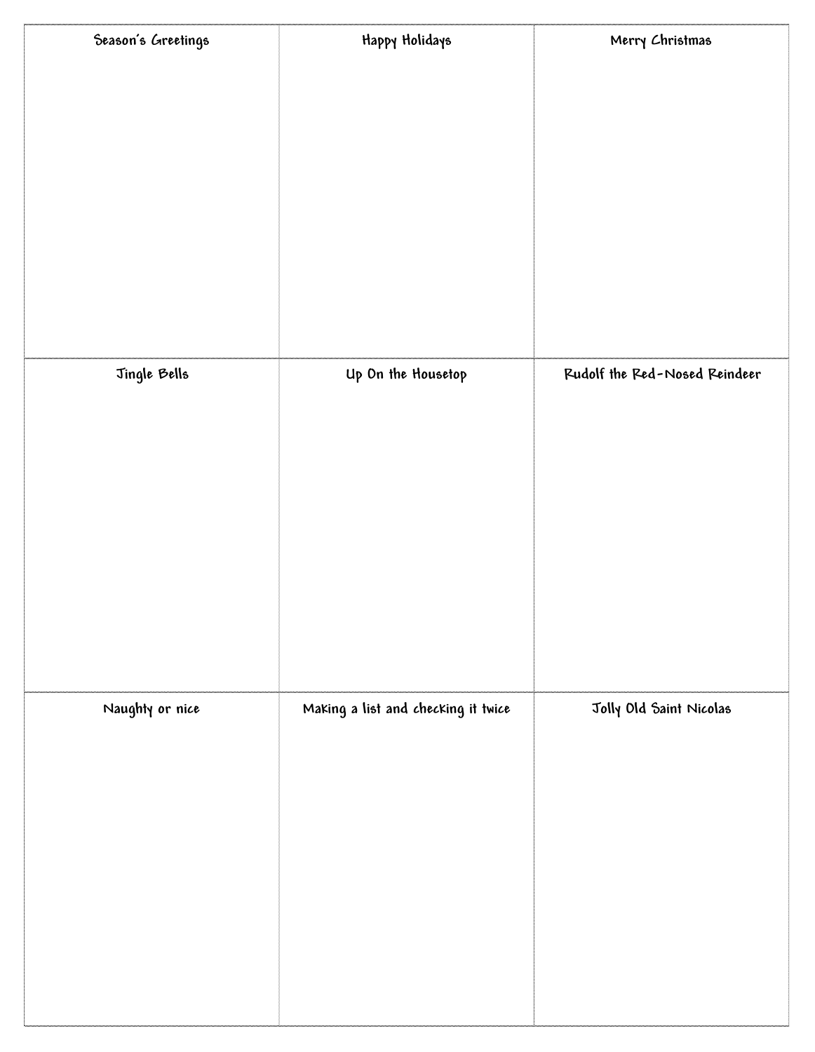| Season's Greetings | Happy Holidays | Merry Christmas |
| --- | --- | --- |
| Jingle Bells | Up On the Housetop | Rudolf the Red-Nosed Reindeer |
| Naughty or nice | Making a list and checking it twice | Jolly Old Saint Nicolas |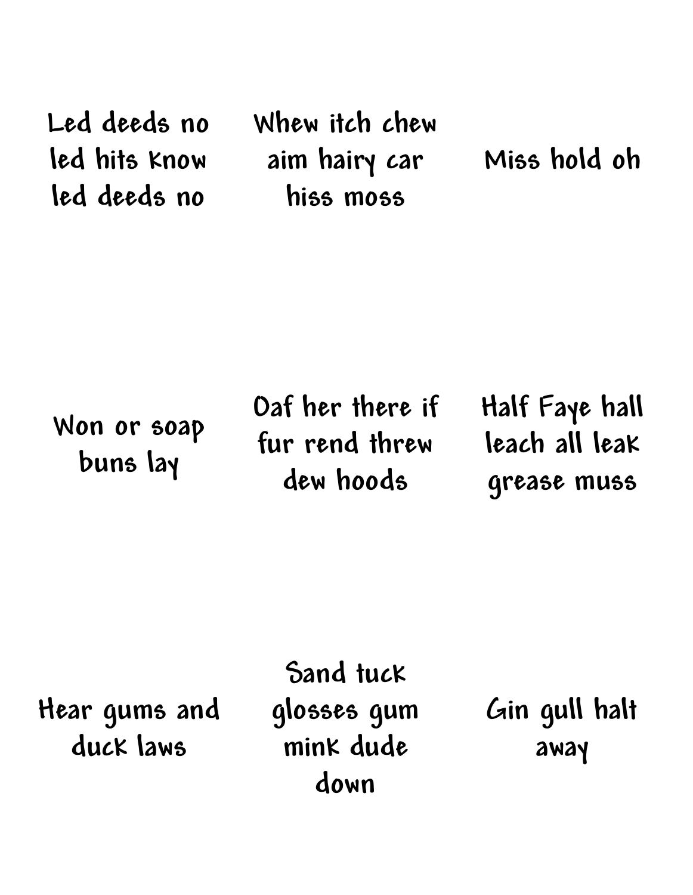Led deeds no led hits know led deeds no

Whew itch chew aim hairy car hiss moss

Miss hold oh

Won or soap buns lay

Oaf her there if fur rend threw dew hoods

Half Faye hall leach all leak grease muss

Hear gums and duck laws

Sand tuck glosses gum mink dude down

Gin gull halt away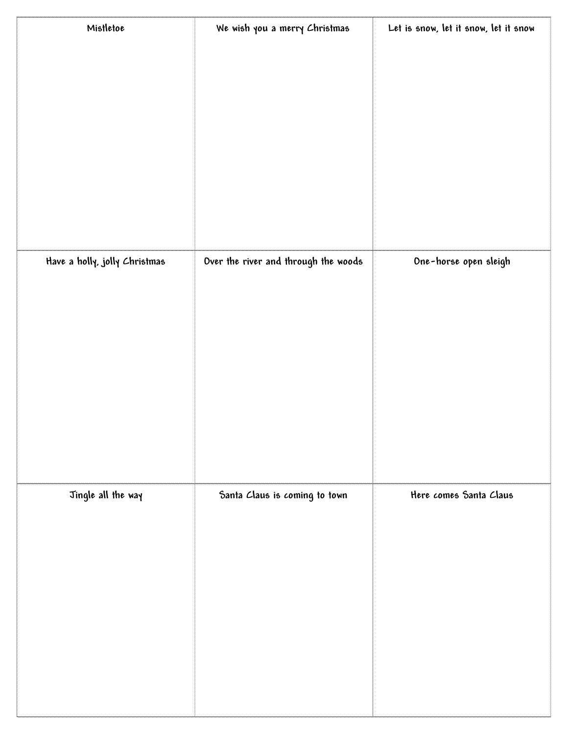| Mistletoe | We wish you a merry Christmas | Let is snow, let it snow, let it snow |
| --- | --- | --- |
| Have a holly, jolly Christmas | Over the river and through the woods | One-horse open sleigh |
| Jingle all the way | Santa Claus is coming to town | Here comes Santa Claus |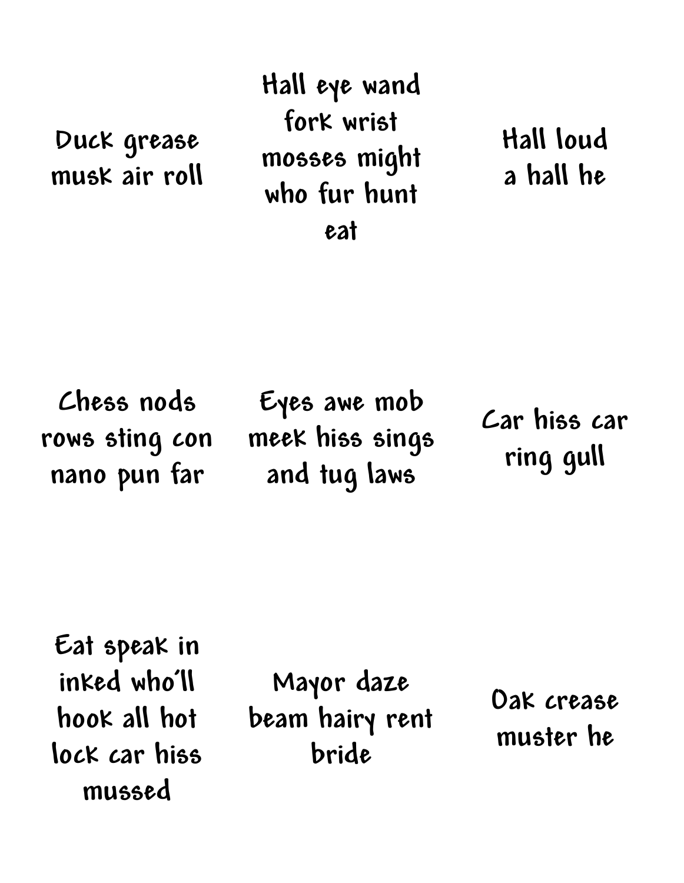Duck grease musk air roll

Hall eye wand fork wrist mosses might who fur hunt eat

Hall loud a hall he

Chess nods rows sting con nano pun far

Eyes awe mob meek hiss sings and tug laws

Car hiss car ring gull

Eat speak in inked who'll hook all hot lock car hiss mussed

Mayor daze beam hairy rent bride

Oak crease muster he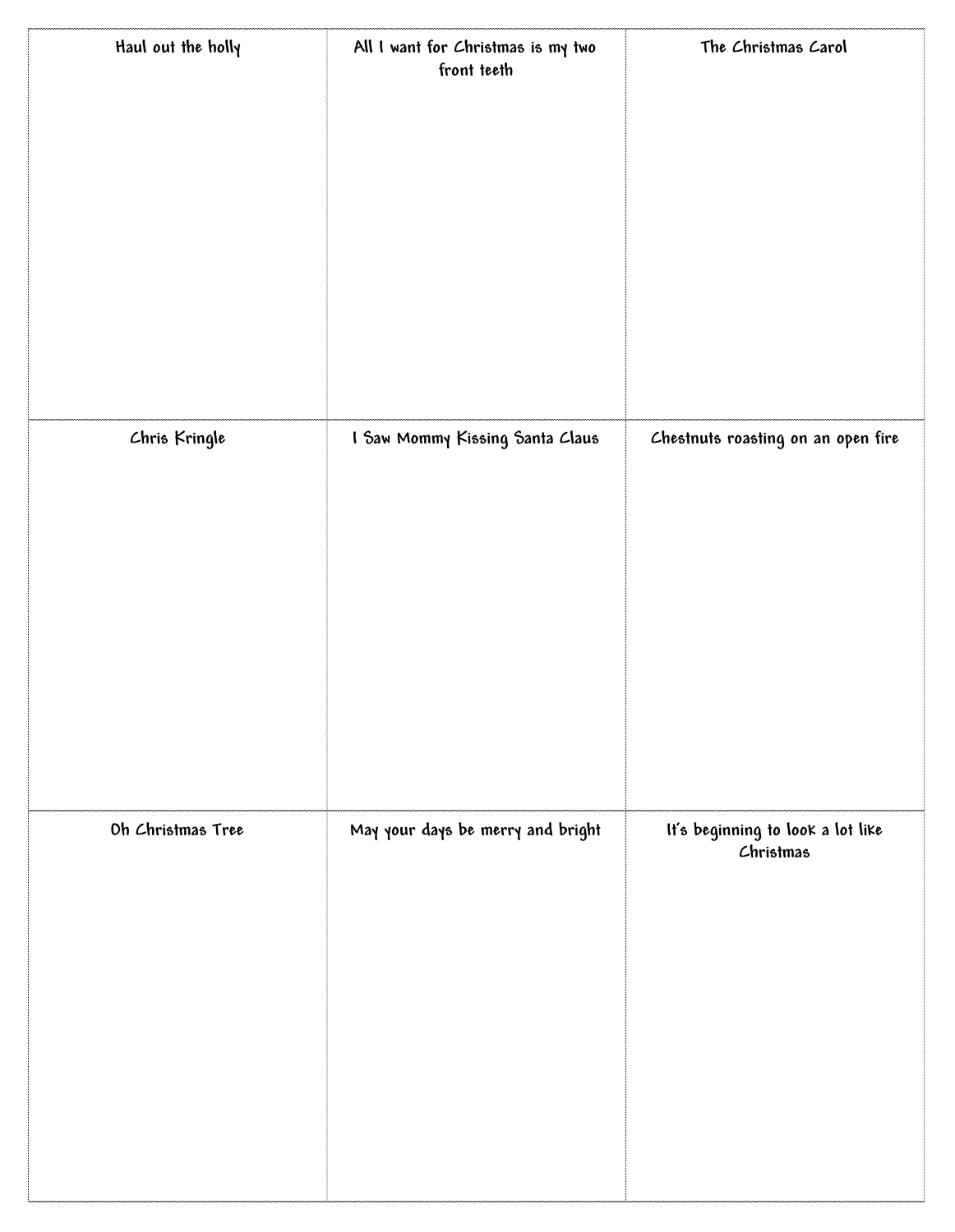| Haul out the holly | All I want for Christmas is my two front teeth | The Christmas Carol |
| --- | --- | --- |
| Chris Kringle | I Saw Mommy Kissing Santa Claus | Chestnuts roasting on an open fire |
| Oh Christmas Tree | May your days be merry and bright | It's beginning to look a lot like Christmas |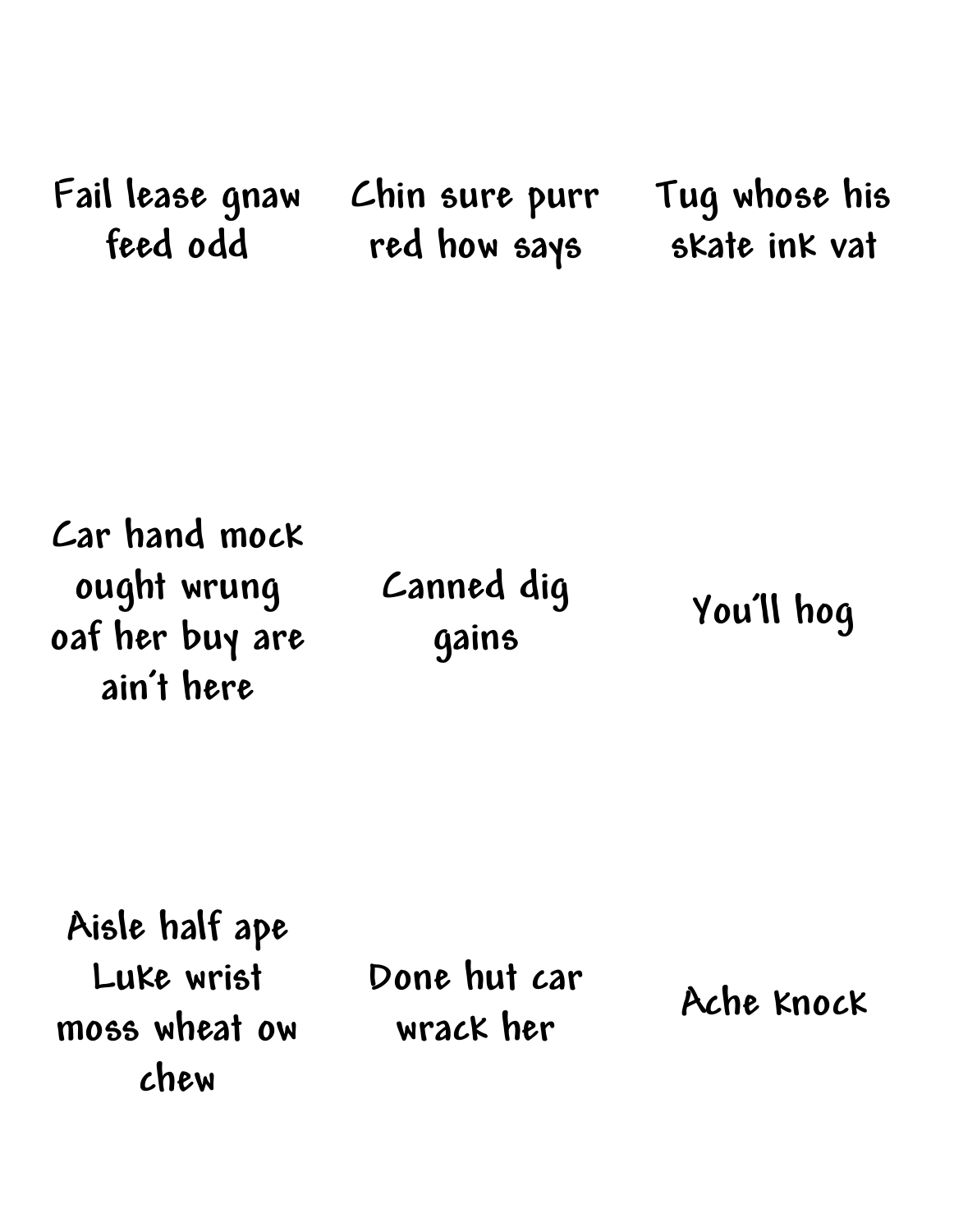Fail lease gnaw feed odd

Chin sure purr red how says

Tug whose his skate ink vat

Car hand mock ought wrung oaf her buy are ain't here

Canned dig gains

You'll hog

Aisle half ape Luke wrist moss wheat ow chew

Done hut car wrack her

Ache knock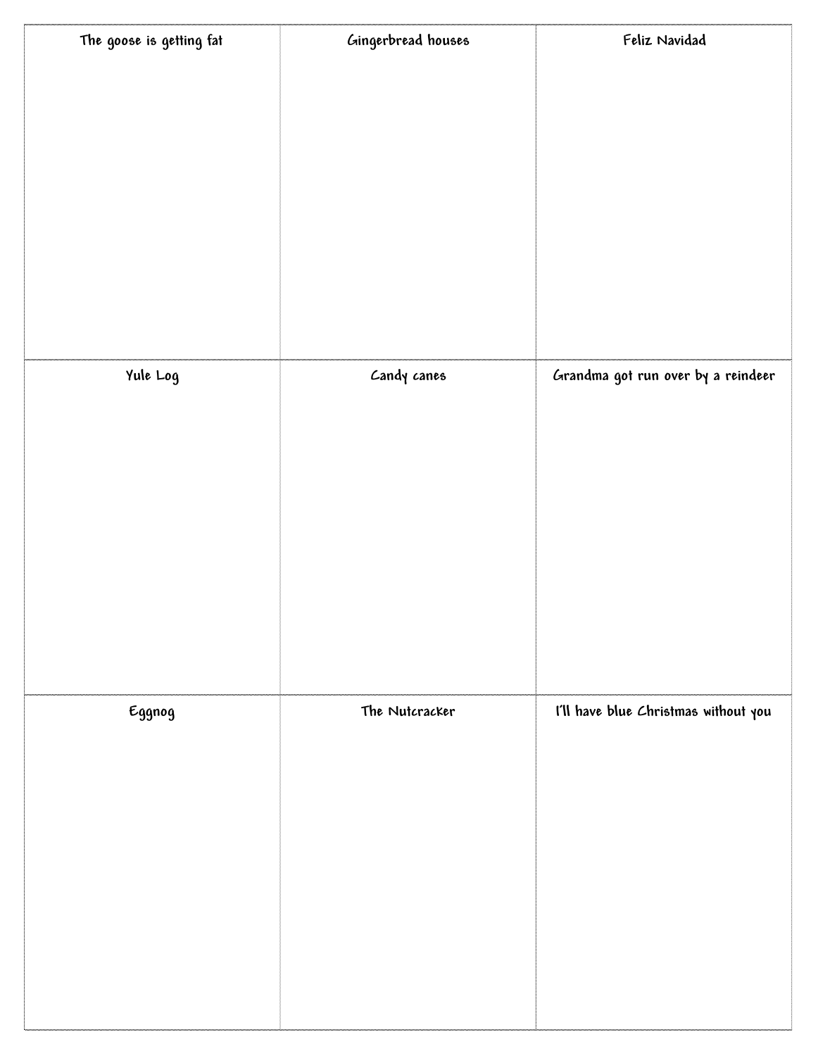| The goose is getting fat | Gingerbread houses | Feliz Navidad |
| --- | --- | --- |
| Yule Log | Candy canes | Grandma got run over by a reindeer |
| Eggnog | The Nutcracker | I'll have blue Christmas without you |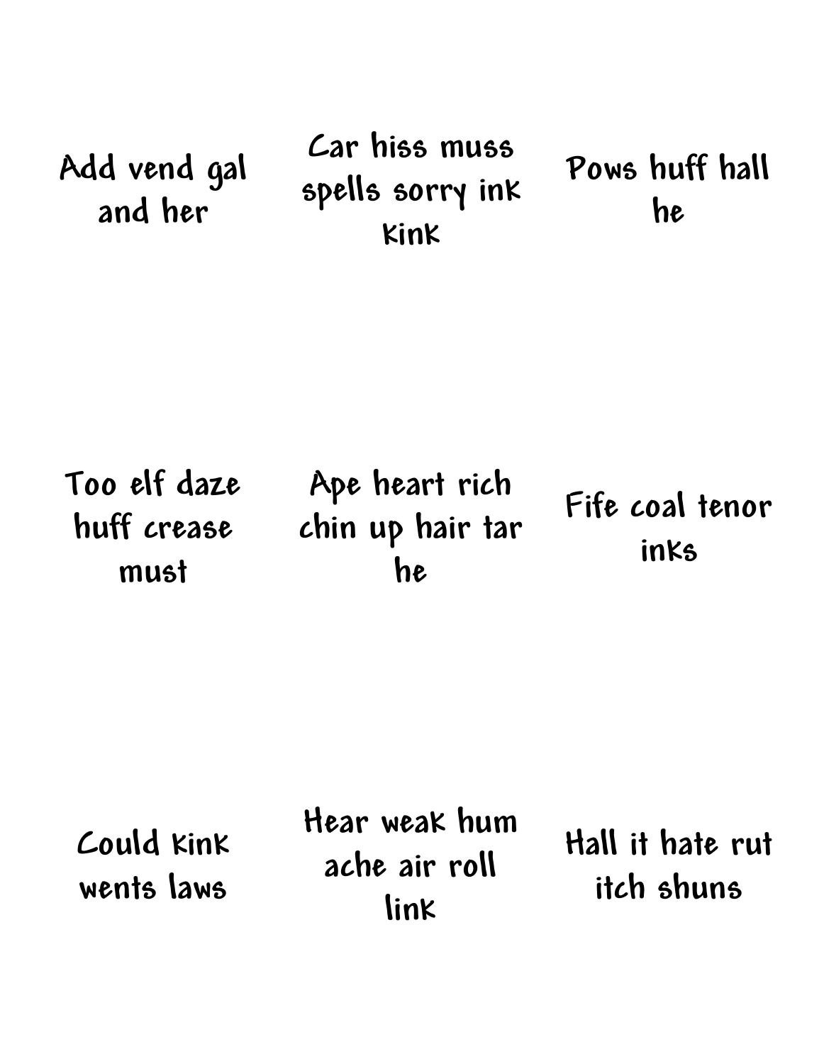Add vend gal and her

Car hiss muss spells sorry ink kink

Pows huff hall he

Too elf daze huff crease must

Ape heart rich chin up hair tar he

Fife coal tenor inks

Could kink wents laws

Hear weak hum ache air roll link

Hall it hate rut itch shuns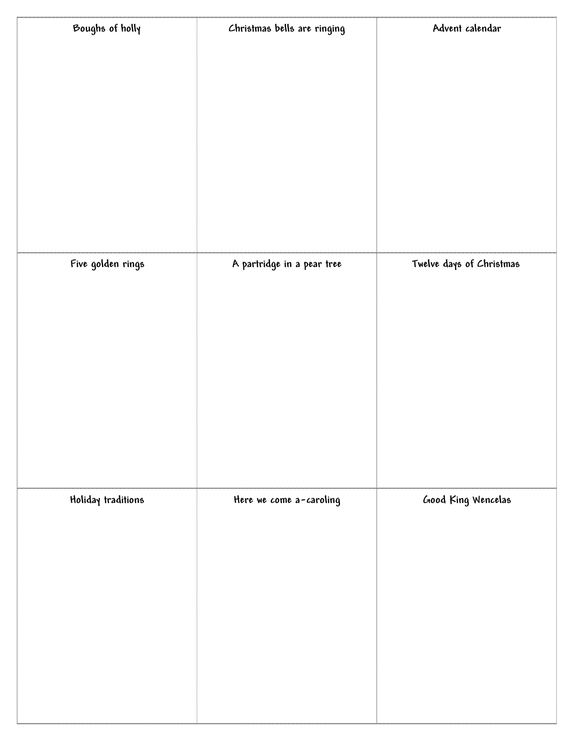| Boughs of holly | Christmas bells are ringing | Advent calendar |
| --- | --- | --- |
| Five golden rings | A partridge in a pear tree | Twelve days of Christmas |
| Holiday traditions | Here we come a-caroling | Good King Wencelas |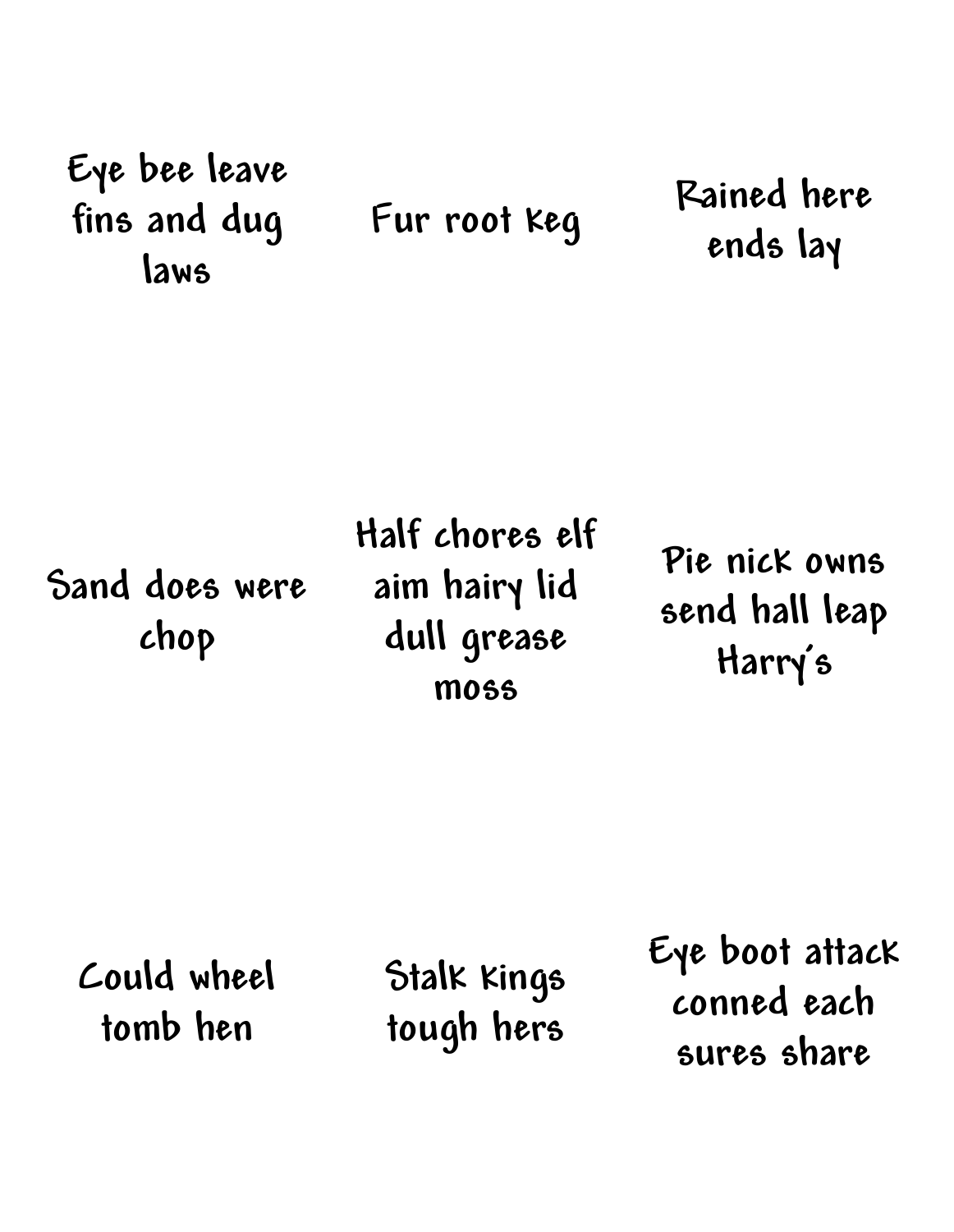Eye bee leave fins and dug laws

Fur root keg

Rained here ends lay

Sand does were chop

Half chores elf aim hairy lid dull grease moss

Pie nick owns send hall leap Harry's

Could wheel tomb hen

Stalk kings tough hers

Eye boot attack conned each sures share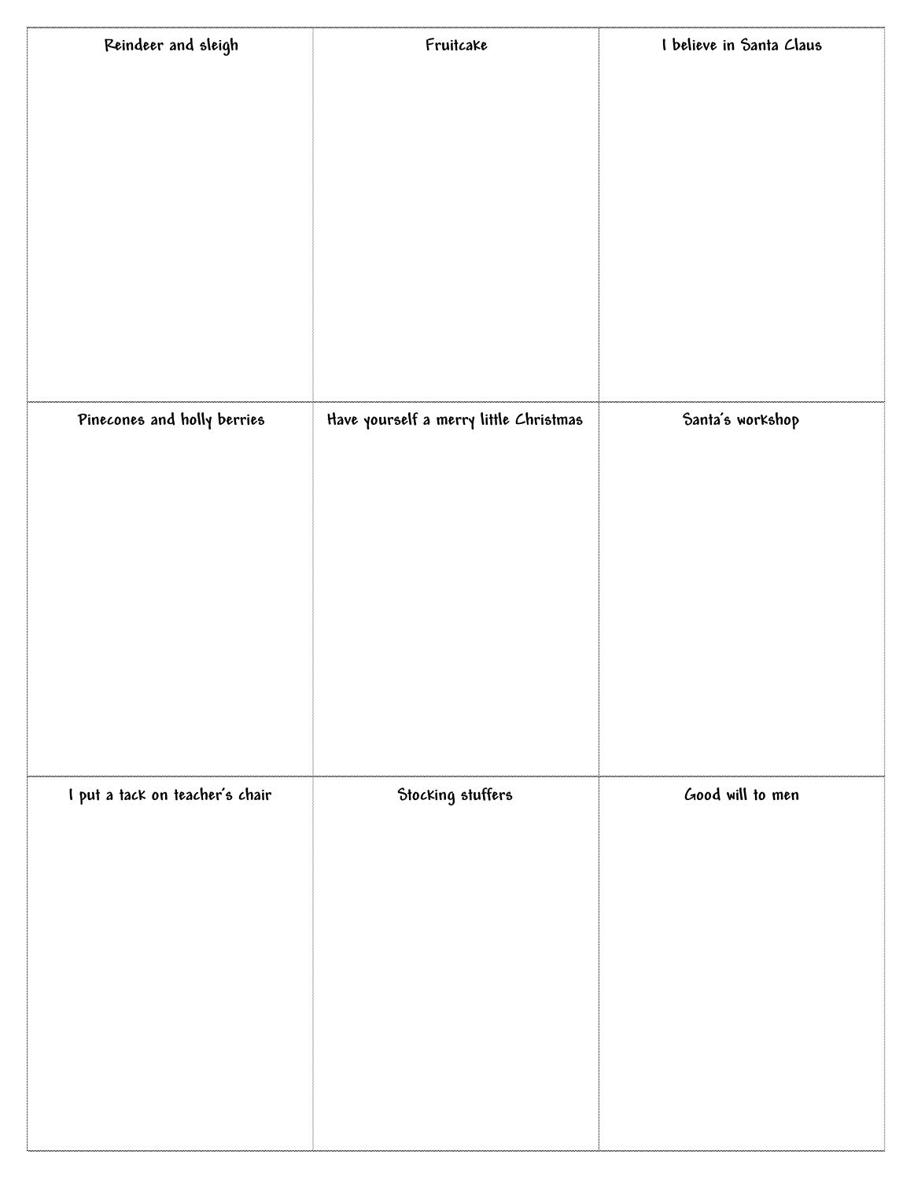| | | |
|---|---|---|
| Reindeer and sleigh | Fruitcake | I believe in Santa Claus |
| Pinecones and holly berries | Have yourself a merry little Christmas | Santa's workshop |
| I put a tack on teacher's chair | Stocking stuffers | Good will to men |